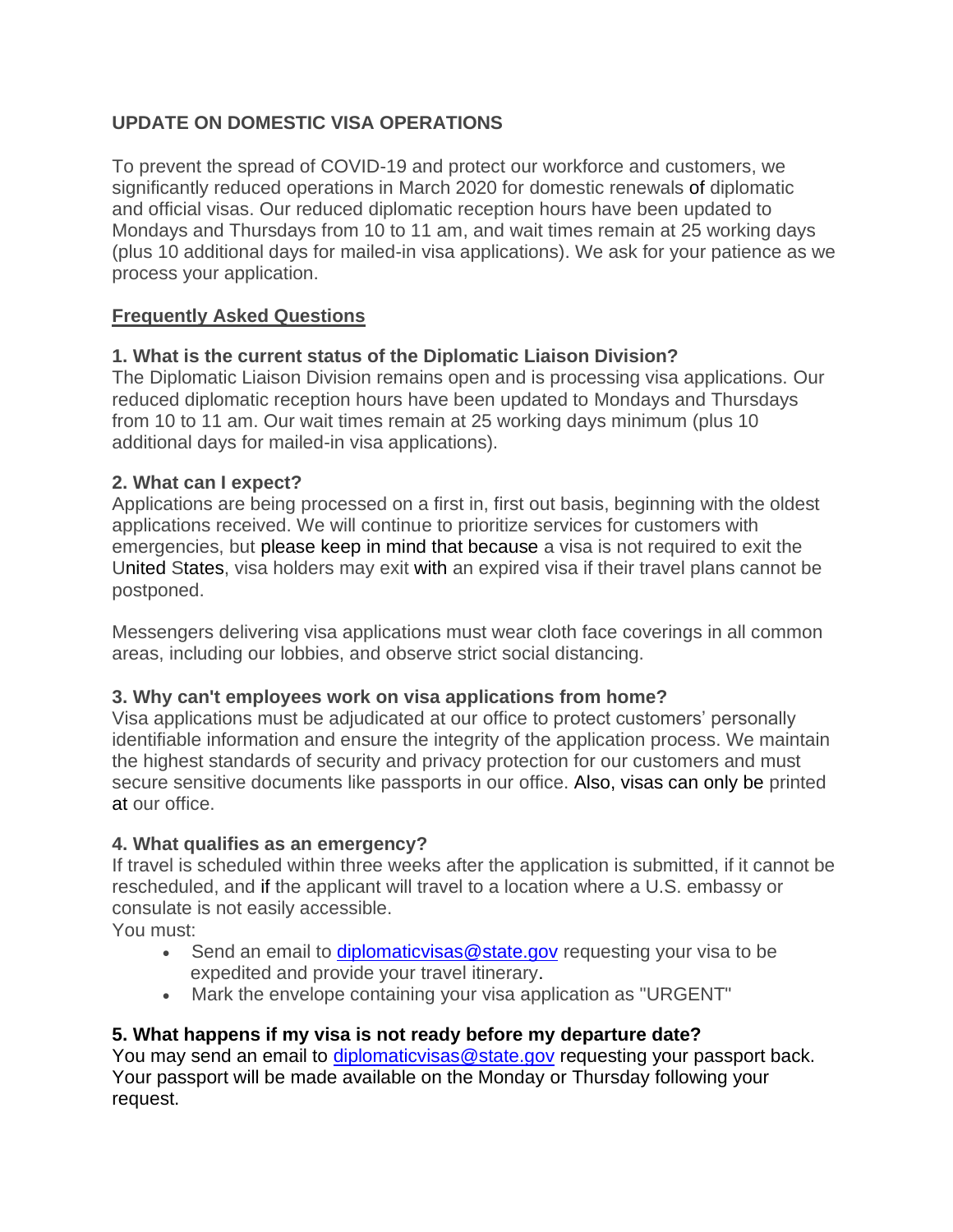## UPDATE ON DOMESTIC VISA OPERATIONS

To prevent the spread of COVID-19 and protect our workforce and customers, we significantly reduced operations in March 2020 for domestic renewals of diplomatic and official visas. Our reduced diplomatic reception hours have been updated to Mondays and Thursdays from 10 to 11 am, and wait times remain at 25 working days (plus 10 additional days for mailed-in visa applications). We ask for your patience as we process your application.

### Frequently Asked Questions

**1. What is the current status of the Diplomatic Liaison Division?**

The Diplomatic Liaison Division remains open and is processing visa applications. Our reduced diplomatic reception hours have been updated to Mondays and Thursdays from 10 to 11 am. Our wait times remain at 25 working days minimum (plus 10 additional days for mailed-in visa applications).

**2. What can I expect?**

Applications are being processed on a first in, first out basis, beginning with the oldest applications received. We will continue to prioritize services for customers with emergencies, but please keep in mind that because a visa is not required to exit the United States, visa holders may exit with an expired visa if their travel plans cannot be postponed.

Messengers delivering visa applications must wear cloth face coverings in all common areas, including our lobbies, and observe strict social distancing.

**3. Why can't employees work on visa applications from home?**

Visa applications must be adjudicated at our office to protect customers' personally identifiable information and ensure the integrity of the application process. We maintain the highest standards of security and privacy protection for our customers and must secure sensitive documents like passports in our office. Also, visas can only be printed at our office.

**4. What qualifies as an emergency?**

If travel is scheduled within three weeks after the application is submitted, if it cannot be rescheduled, and if the applicant will travel to a location where a U.S. embassy or consulate is not easily accessible.

You must:

- Send an email to diplomaticvisas@state.gov requesting your visa to be expedited and provide your travel itinerary.
- Mark the envelope containing your visa application as "URGENT"

**5. What happens if my visa is not ready before my departure date?**

You may send an email to diplomaticvisas@state.gov requesting your passport back. Your passport will be made available on the Monday or Thursday following your request.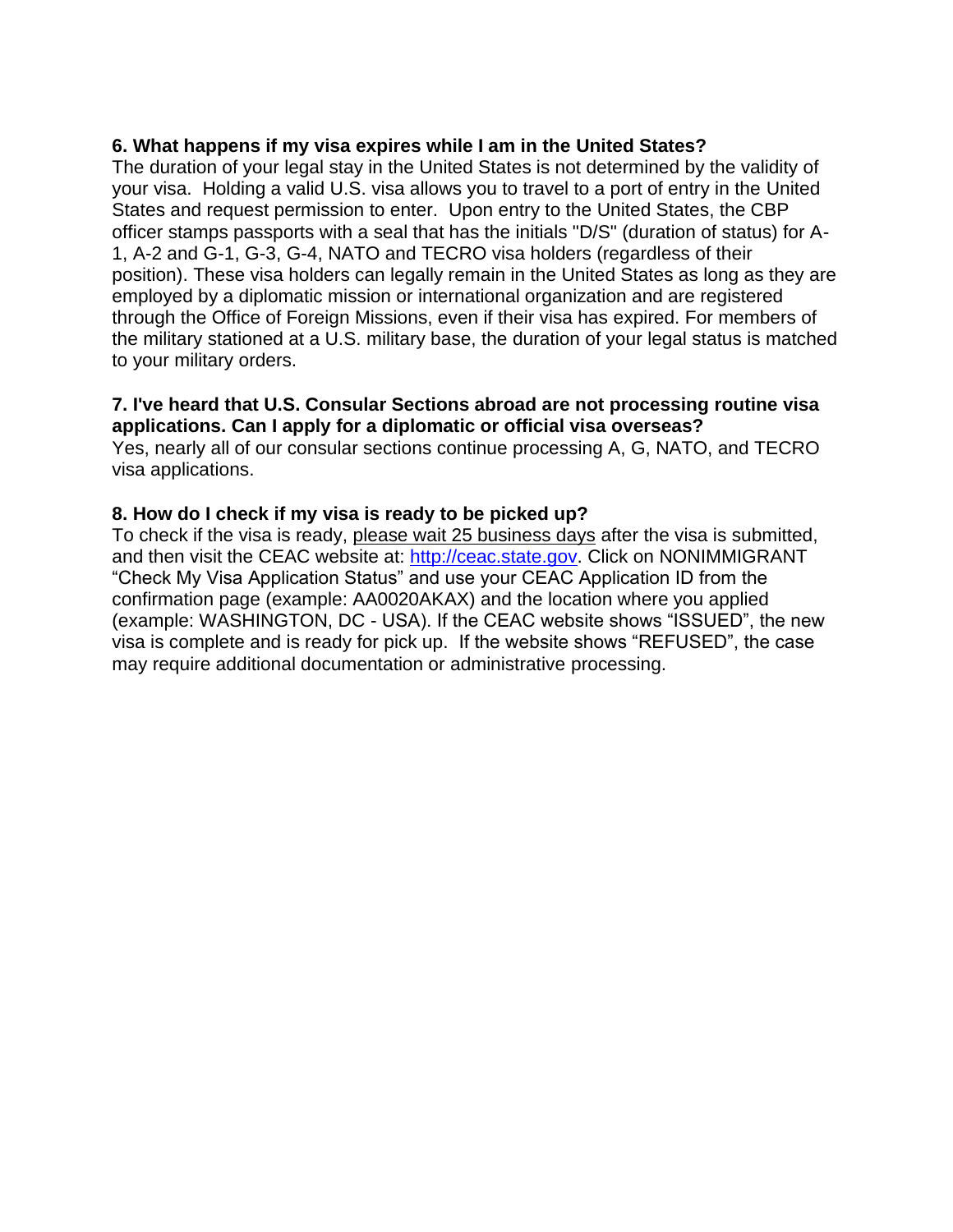**6. What happens if my visa expires while I am in the United States?**
The duration of your legal stay in the United States is not determined by the validity of your visa. Holding a valid U.S. visa allows you to travel to a port of entry in the United States and request permission to enter. Upon entry to the United States, the CBP officer stamps passports with a seal that has the initials "D/S" (duration of status) for A-1, A-2 and G-1, G-3, G-4, NATO and TECRO visa holders (regardless of their position). These visa holders can legally remain in the United States as long as they are employed by a diplomatic mission or international organization and are registered through the Office of Foreign Missions, even if their visa has expired. For members of the military stationed at a U.S. military base, the duration of your legal status is matched to your military orders.

**7. I've heard that U.S. Consular Sections abroad are not processing routine visa applications. Can I apply for a diplomatic or official visa overseas?**
Yes, nearly all of our consular sections continue processing A, G, NATO, and TECRO visa applications.

**8. How do I check if my visa is ready to be picked up?**
To check if the visa is ready, please wait 25 business days after the visa is submitted, and then visit the CEAC website at: [http://ceac.state.gov](http://ceac.state.gov). Click on NONIMMIGRANT "Check My Visa Application Status" and use your CEAC Application ID from the confirmation page (example: AA0020AKAX) and the location where you applied (example: WASHINGTON, DC - USA). If the CEAC website shows "ISSUED", the new visa is complete and is ready for pick up. If the website shows "REFUSED", the case may require additional documentation or administrative processing.